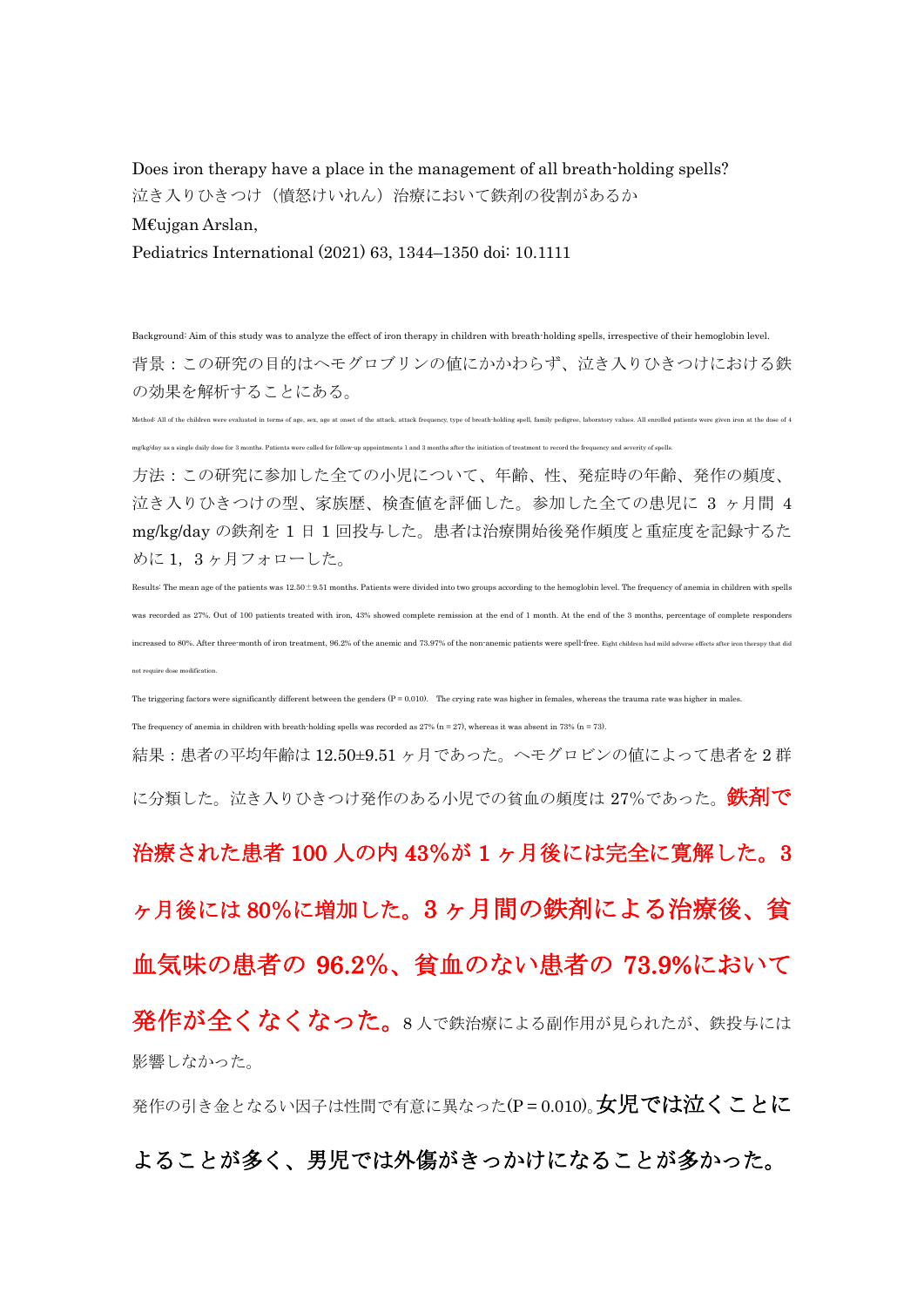Does iron therapy have a place in the management of all breath-holding spells?

泣き入りひきつけ（憤怒けいれん）治療において鉄剤の役割があるか

M€ujgan Arslan,

Pediatrics International (2021) 63, 1344–1350 doi: 10.1111

Background: Aim of this study was to analyze the effect of iron therapy in children with breath-holding spells, irrespective of their hemoglobin level.

背景：この研究の目的はヘモグロブリンの値にかかわらず、泣き入りひきつけにおける鉄の効果を解析することにある。

Method: All of the children were evaluated in terms of age, sex, age at onset of the attack, attack frequency, type of breath-holding spell, family pedigree, laboratory values. All enrolled patients were given iron at the dose of 4 mg/kg/day as a single daily dose for 3 months. Patients were called for follow-up appointments 1 and 3 months after the initiation of treatment to record the frequency and severity of spells.

方法：この研究に参加した全ての小児について、年齢、性、発症時の年齢、発作の頻度、泣き入りひきつけの型、家族歴、検査値を評価した。参加した全ての患児に 3 ヶ月間 4 mg/kg/day の鉄剤を 1 日 1 回投与した。患者は治療開始後発作頻度と重症度を記録するために 1，3 ヶ月フォローした。

Results: The mean age of the patients was 12.50±9.51 months. Patients were divided into two groups according to the hemoglobin level. The frequency of anemia in children with spells was recorded as 27%. Out of 100 patients treated with iron, 43% showed complete remission at the end of 1 month. At the end of the 3 months, percentage of complete responders increased to 80%. After three-month of iron treatment, 96.2% of the anemic and 73.97% of the non-anemic patients were spell-free. Eight children had mild adverse effects after iron therapy that did not require dose modification.

The triggering factors were significantly different between the genders (P = 0.010). The crying rate was higher in females, whereas the trauma rate was higher in males.

The frequency of anemia in children with breath-holding spells was recorded as 27% (n = 27), whereas it was absent in 73% (n = 73).

結果：患者の平均年齢は 12.50±9.51 ヶ月であった。ヘモグロビンの値によって患者を 2 群に分類した。泣き入りひきつけ発作のある小児での貧血の頻度は 27%であった。**鉄剤で治療された患者 100 人の内 43%が 1 ヶ月後には完全に寛解した。3 ヶ月後には 80%に増加した。3 ヶ月間の鉄剤による治療後、貧血気味の患者の 96.2%、貧血のない患者の 73.9%において発作が全くなくなった。** 8 人で鉄治療による副作用が見られたが、鉄投与には影響しなかった。

発作の引き金となるい因子は性間で有意に異なった(P = 0.010)。**女児では泣くことによることが多く、男児では外傷がきっかけになることが多かった。**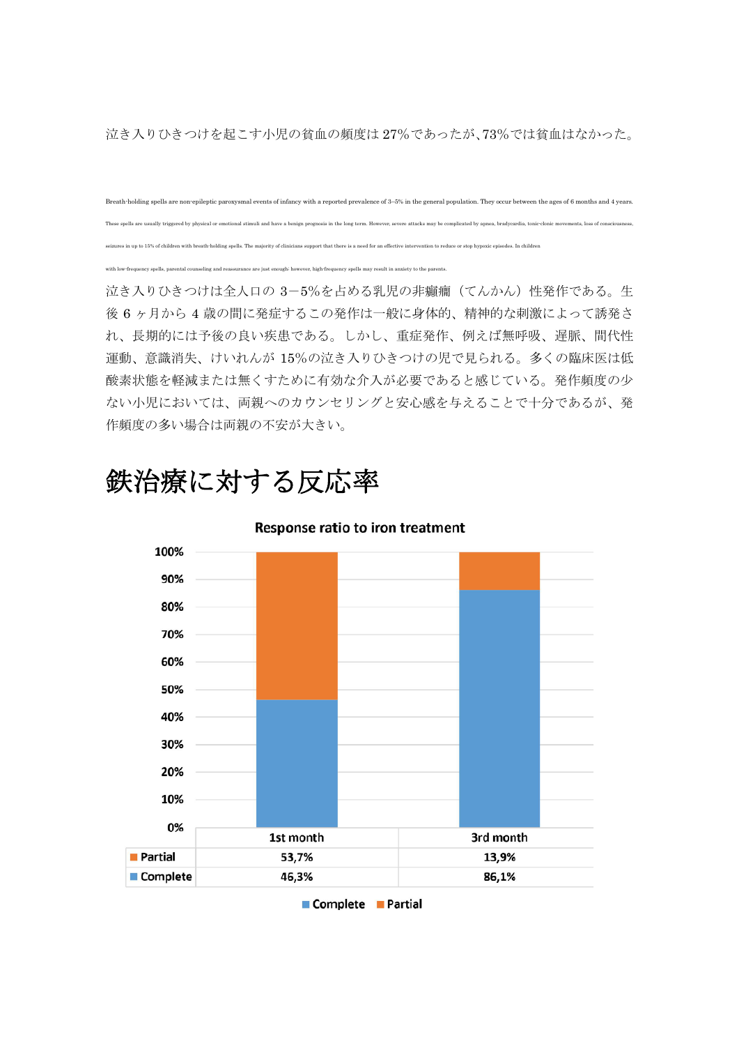泣き入りひきつけを起こす小児の貧血の頻度は 27%であったが、73%では貧血はなかった。

Breath-holding spells are non-epileptic paroxysmal events of infancy with a reported prevalence of 3–5% in the general population. They occur between the ages of 6 months and 4 years. These spells are usually triggered by physical or emotional stimuli and have a benign prognosis in the long term. However, severe attacks may be complicated by apnea, bradycardia, tonic-clonic movements, loss of consciousness, seizures in up to 15% of children with breath-holding spells. The majority of clinicians support that there is a need for an effective intervention to reduce or stop hypoxic episodes. In children with low-frequency spells, parental counseling and reassurance are just enough; however, high-frequency spells may result in anxiety to the parents.

泣き入りひきつけは全人口の 3－5%を占める乳児の非癲癇（てんかん）性発作である。生後 6 ヶ月から 4 歳の間に発症するこの発作は一般に身体的、精神的な刺激によって誘発され、長期的には予後の良い疾患である。しかし、重症発作、例えば無呼吸、遅脈、間代性運動、意識消失、けいれんが 15%の泣き入りひきつけの児で見られる。多くの臨床医は低酸素状態を軽減または無くすために有効な介入が必要であると感じている。発作頻度の少ない小児においては、両親へのカウンセリングと安心感を与えることで十分であるが、発作頻度の多い場合は両親の不安が大きい。

# 鉄治療に対する反応率

**Response ratio to iron treatment**

| | 1st month | 3rd month |
| --- | --- | --- |
| Partial | 53,7% | 13,9% |
| Complete | 46,3% | 86,1% |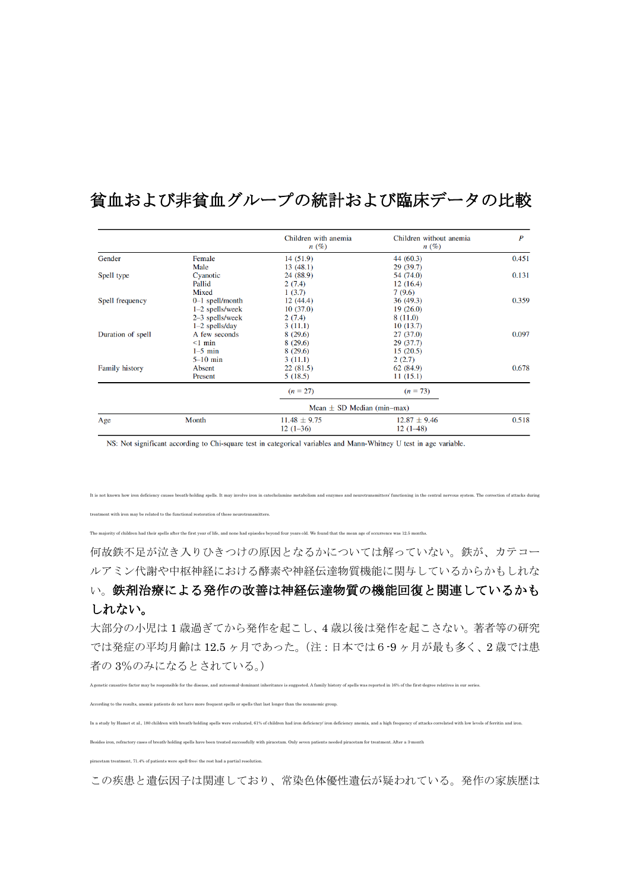# 貧血および非貧血グループの統計および臨床データの比較

| | | Children with anemia n (%) | Children without anemia n (%) | P |
|---|---|---|---|---|
| Gender | Female | 14 (51.9) | 44 (60.3) | 0.451 |
| | Male | 13 (48.1) | 29 (39.7) | |
| Spell type | Cyanotic | 24 (88.9) | 54 (74.0) | 0.131 |
| | Pallid | 2 (7.4) | 12 (16.4) | |
| | Mixed | 1 (3.7) | 7 (9.6) | |
| Spell frequency | 0–1 spell/month | 12 (44.4) | 36 (49.3) | 0.359 |
| | 1–2 spells/week | 10 (37.0) | 19 (26.0) | |
| | 2–3 spells/week | 2 (7.4) | 8 (11.0) | |
| | 1–2 spells/day | 3 (11.1) | 10 (13.7) | |
| Duration of spell | A few seconds | 8 (29.6) | 27 (37.0) | 0.097 |
| | <1 min | 8 (29.6) | 29 (37.7) | |
| | 1–5 min | 8 (29.6) | 15 (20.5) | |
| | 5–10 min | 3 (11.1) | 2 (2.7) | |
| Family history | Absent | 22 (81.5) | 62 (84.9) | 0.678 |
| | Present | 5 (18.5) | 11 (15.1) | |
| | | (n = 27) | (n = 73) | |
| | | Mean ± SD Median (min–max) | | |
| Age | Month | 11.48 ± 9.75<br>12 (1–36) | 12.87 ± 9.46<br>12 (1–48) | 0.518 |

NS: Not significant according to Chi-square test in categorical variables and Mann-Whitney U test in age variable.

It is not known how iron deficiency causes breath-holding spells. It may involve iron in catecholamine metabolism and enzymes and neurotransmitters' functioning in the central nervous system. The correction of attacks during treatment with iron may be related to the functional restoration of these neurotransmitters.

The majority of children had their spells after the first year of life, and none had episodes beyond four years old. We found that the mean age of occurrence was 12.5 months.

何故鉄不足が泣き入りひきつけの原因となるかについては解っていない。鉄が、カテコールアミン代謝や中枢神経における酵素や神経伝達物質機能に関与しているからかもしれない。**鉄剤治療による発作の改善は神経伝達物質の機能回復と関連しているかもしれない。**

大部分の小児は 1 歳過ぎてから発作を起こし、4 歳以後は発作を起こさない。著者等の研究では発症の平均月齢は 12.5 ヶ月であった。(注：日本では 6 -9 ヶ月が最も多く、2 歳では患者の 3%のみになるとされている。)

A genetic causative factor may be responsible for the disease, and autosomal-dominant inheritance is suggested. A family history of spells was reported in 16% of the first-degree relatives in our series.

According to the results, anemic patients do not have more frequent spells or spells that last longer than the nonanemic group.

In a study by Hamet et al., 180 children with breath-holding spells were evaluated, 61% of children had iron deficiency/ iron deficiency anemia, and a high frequency of attacks correlated with low levels of ferritin and iron.

Besides iron, refractory cases of breath-holding spells have been treated successfully with piracetam. Only seven patients needed piracetam for treatment. After a 3-month piracetam treatment, 71.4% of patients were spell-free; the rest had a partial resolution.

この疾患と遺伝因子は関連しており、常染色体優性遺伝が疑われている。発作の家族歴は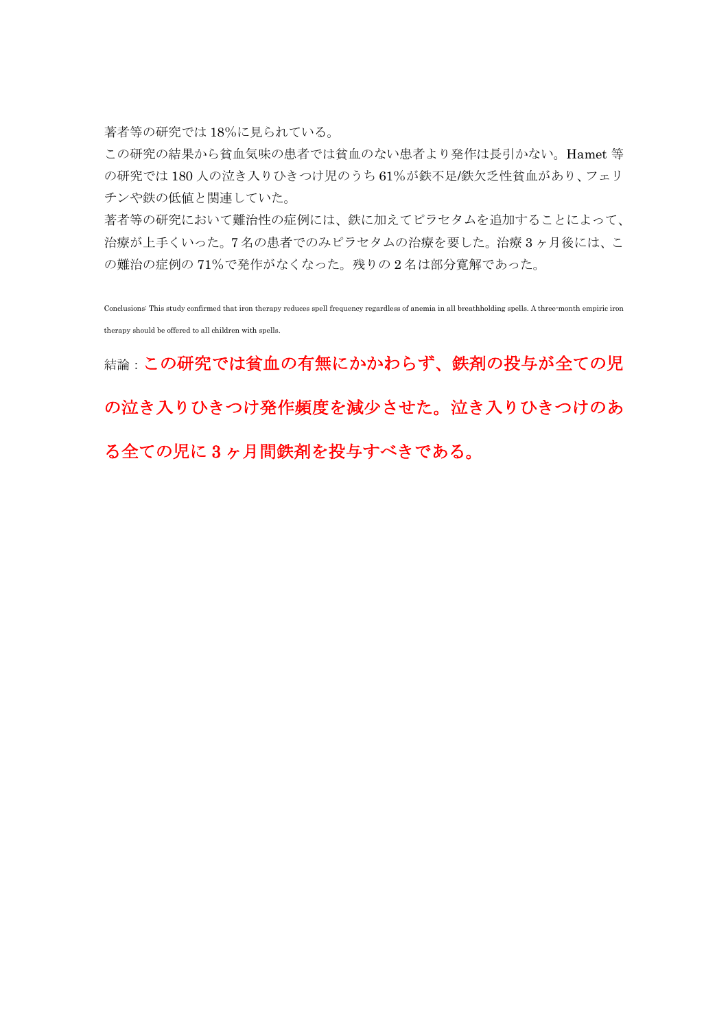著者等の研究では 18%に見られている。

この研究の結果から貧血気味の患者では貧血のない患者より発作は長引かない。Hamet 等の研究では 180 人の泣き入りひきつけ児のうち 61%が鉄不足/鉄欠乏性貧血があり、フェリチンや鉄の低値と関連していた。

著者等の研究において難治性の症例には、鉄に加えてピラセタムを追加することによって、治療が上手くいった。7 名の患者でのみピラセタムの治療を要した。治療 3 ヶ月後には、この難治の症例の 71%で発作がなくなった。残りの 2 名は部分寛解であった。

Conclusions: This study confirmed that iron therapy reduces spell frequency regardless of anemia in all breathholding spells. A three-month empiric iron therapy should be offered to all children with spells.

結論：**この研究では貧血の有無にかかわらず、鉄剤の投与が全ての児の泣き入りひきつけ発作頻度を減少させた。泣き入りひきつけのある全ての児に 3 ヶ月間鉄剤を投与すべきである。**